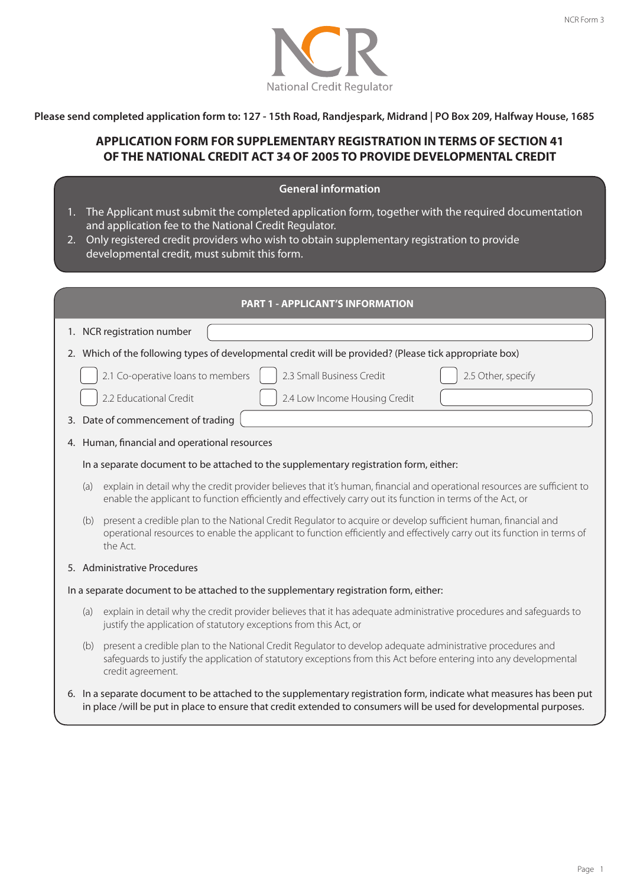National Credit Regulator

**Please send completed application form to: 127 - 15th Road, Randjespark, Midrand | PO Box 209, Halfway House, 1685**

# APPLICATION FORM FOR SUPPLEMENTARY REGISTRATION IN TERMS OF SECTION 41 OF THE NATIONAL CREDIT ACT 34 OF 2005 TO PROVIDE DEVELOPMENTAL CREDIT

## General information

1. The Applicant must submit the completed application form, together with the required documentation and application fee to the National Credit Regulator.
2. Only registered credit providers who wish to obtain supplementary registration to provide developmental credit, must submit this form.

## PART 1 - APPLICANT'S INFORMATION

1. NCR registration number ____________________

2. Which of the following types of developmental credit will be provided? (Please tick appropriate box)

   - ☐ 2.1 Co-operative loans to members
   - ☐ 2.2 Educational Credit
   - ☐ 2.3 Small Business Credit
   - ☐ 2.4 Low Income Housing Credit
   - ☐ 2.5 Other, specify ____________________

3. Date of commencement of trading ____________________

4. Human, financial and operational resources

   In a separate document to be attached to the supplementary registration form, either:

   (a) explain in detail why the credit provider believes that it's human, financial and operational resources are sufficient to enable the applicant to function efficiently and effectively carry out its function in terms of the Act, or

   (b) present a credible plan to the National Credit Regulator to acquire or develop sufficient human, financial and operational resources to enable the applicant to function efficiently and effectively carry out its function in terms of the Act.

5. Administrative Procedures

In a separate document to be attached to the supplementary registration form, either:

   (a) explain in detail why the credit provider believes that it has adequate administrative procedures and safeguards to justify the application of statutory exceptions from this Act, or

   (b) present a credible plan to the National Credit Regulator to develop adequate administrative procedures and safeguards to justify the application of statutory exceptions from this Act before entering into any developmental credit agreement.

6. In a separate document to be attached to the supplementary registration form, indicate what measures has been put in place /will be put in place to ensure that credit extended to consumers will be used for developmental purposes.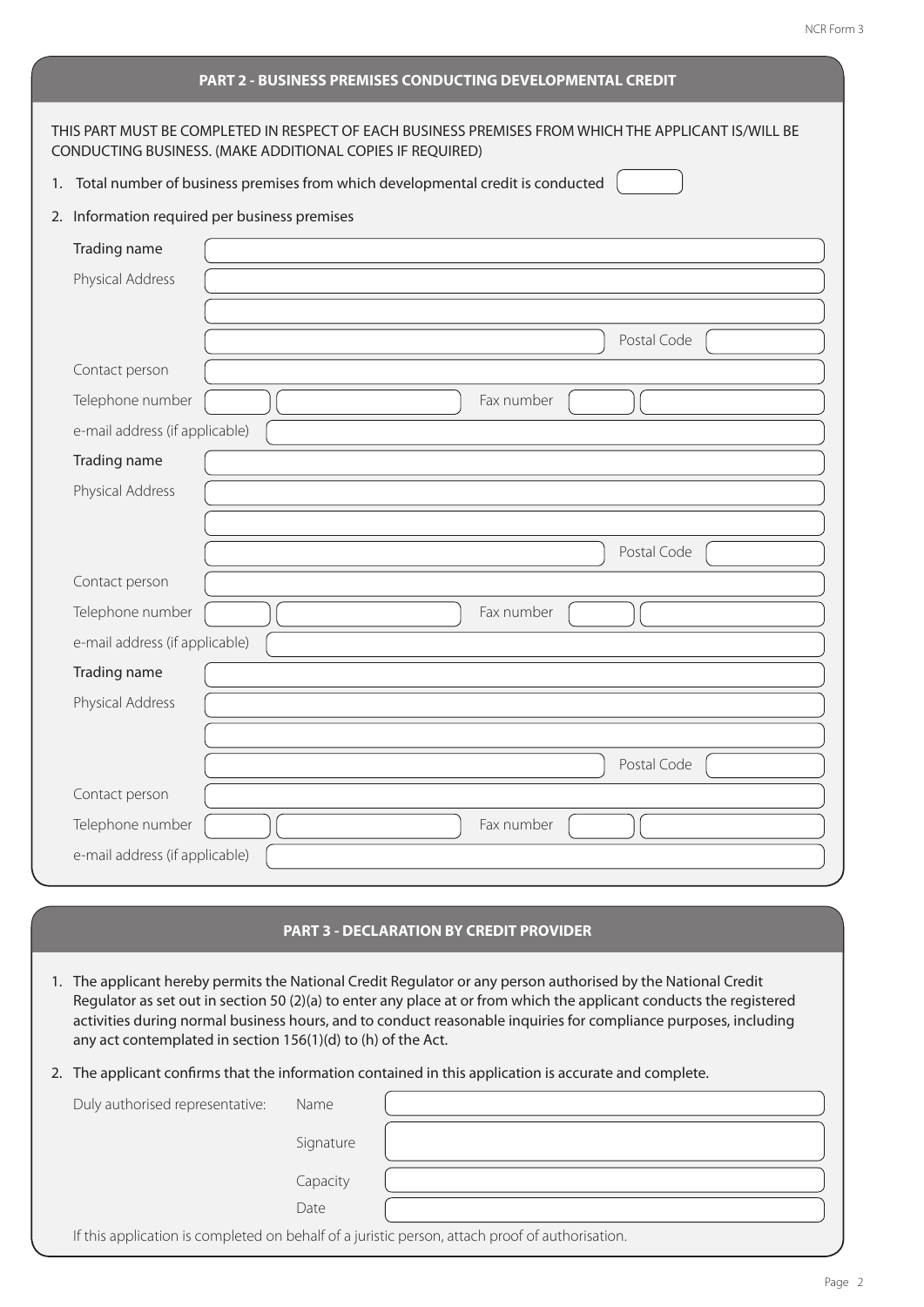## PART 2 - BUSINESS PREMISES CONDUCTING DEVELOPMENTAL CREDIT

THIS PART MUST BE COMPLETED IN RESPECT OF EACH BUSINESS PREMISES FROM WHICH THE APPLICANT IS/WILL BE CONDUCTING BUSINESS. (MAKE ADDITIONAL COPIES IF REQUIRED)

1. Total number of business premises from which developmental credit is conducted
2. Information required per business premises

Trading name

Physical Address

Postal Code

Contact person

Telephone number  Fax number

e-mail address (if applicable)

Trading name

Physical Address

Postal Code

Contact person

Telephone number  Fax number

e-mail address (if applicable)

Trading name

Physical Address

Postal Code

Contact person

Telephone number  Fax number

e-mail address (if applicable)

## PART 3 - DECLARATION BY CREDIT PROVIDER

1. The applicant hereby permits the National Credit Regulator or any person authorised by the National Credit Regulator as set out in section 50 (2)(a) to enter any place at or from which the applicant conducts the registered activities during normal business hours, and to conduct reasonable inquiries for compliance purposes, including any act contemplated in section 156(1)(d) to (h) of the Act.
2. The applicant confirms that the information contained in this application is accurate and complete.

Duly authorised representative: Name

Signature

Capacity

Date

If this application is completed on behalf of a juristic person, attach proof of authorisation.